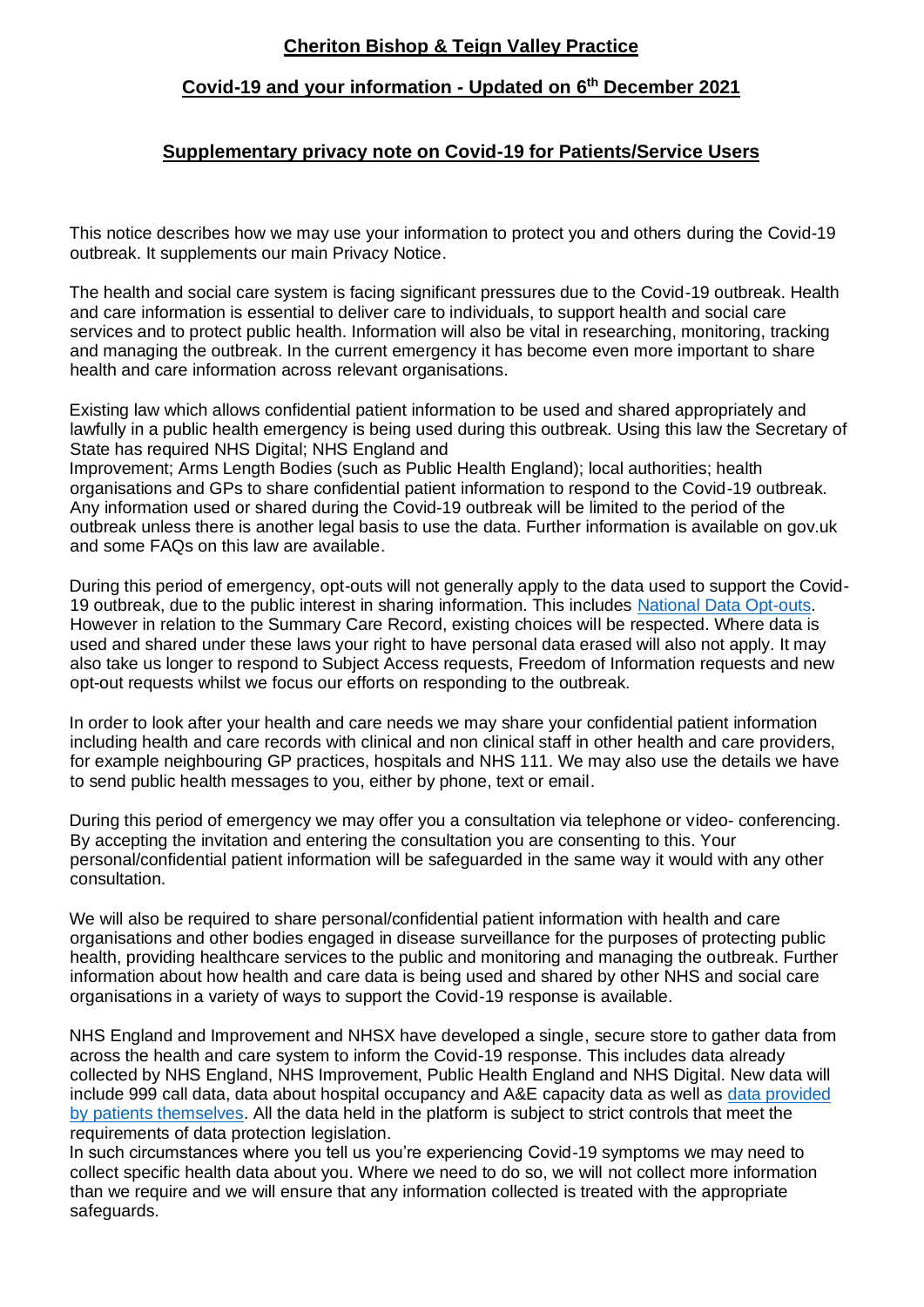# Cheriton Bishop & Teign Valley Practice

## Covid-19 and your information - Updated on 6th December 2021

## Supplementary privacy note on Covid-19 for Patients/Service Users

This notice describes how we may use your information to protect you and others during the Covid-19 outbreak. It supplements our main Privacy Notice.

The health and social care system is facing significant pressures due to the Covid-19 outbreak. Health and care information is essential to deliver care to individuals, to support health and social care services and to protect public health. Information will also be vital in researching, monitoring, tracking and managing the outbreak. In the current emergency it has become even more important to share health and care information across relevant organisations.

Existing law which allows confidential patient information to be used and shared appropriately and lawfully in a public health emergency is being used during this outbreak. Using this law the Secretary of State has required NHS Digital; NHS England and Improvement; Arms Length Bodies (such as Public Health England); local authorities; health organisations and GPs to share confidential patient information to respond to the Covid-19 outbreak. Any information used or shared during the Covid-19 outbreak will be limited to the period of the outbreak unless there is another legal basis to use the data. Further information is available on gov.uk and some FAQs on this law are available.

During this period of emergency, opt-outs will not generally apply to the data used to support the Covid-19 outbreak, due to the public interest in sharing information. This includes National Data Opt-outs. However in relation to the Summary Care Record, existing choices will be respected. Where data is used and shared under these laws your right to have personal data erased will also not apply. It may also take us longer to respond to Subject Access requests, Freedom of Information requests and new opt-out requests whilst we focus our efforts on responding to the outbreak.

In order to look after your health and care needs we may share your confidential patient information including health and care records with clinical and non clinical staff in other health and care providers, for example neighbouring GP practices, hospitals and NHS 111. We may also use the details we have to send public health messages to you, either by phone, text or email.

During this period of emergency we may offer you a consultation via telephone or video- conferencing. By accepting the invitation and entering the consultation you are consenting to this. Your personal/confidential patient information will be safeguarded in the same way it would with any other consultation.

We will also be required to share personal/confidential patient information with health and care organisations and other bodies engaged in disease surveillance for the purposes of protecting public health, providing healthcare services to the public and monitoring and managing the outbreak. Further information about how health and care data is being used and shared by other NHS and social care organisations in a variety of ways to support the Covid-19 response is available.

NHS England and Improvement and NHSX have developed a single, secure store to gather data from across the health and care system to inform the Covid-19 response. This includes data already collected by NHS England, NHS Improvement, Public Health England and NHS Digital. New data will include 999 call data, data about hospital occupancy and A&E capacity data as well as data provided by patients themselves. All the data held in the platform is subject to strict controls that meet the requirements of data protection legislation.

In such circumstances where you tell us you're experiencing Covid-19 symptoms we may need to collect specific health data about you. Where we need to do so, we will not collect more information than we require and we will ensure that any information collected is treated with the appropriate safeguards.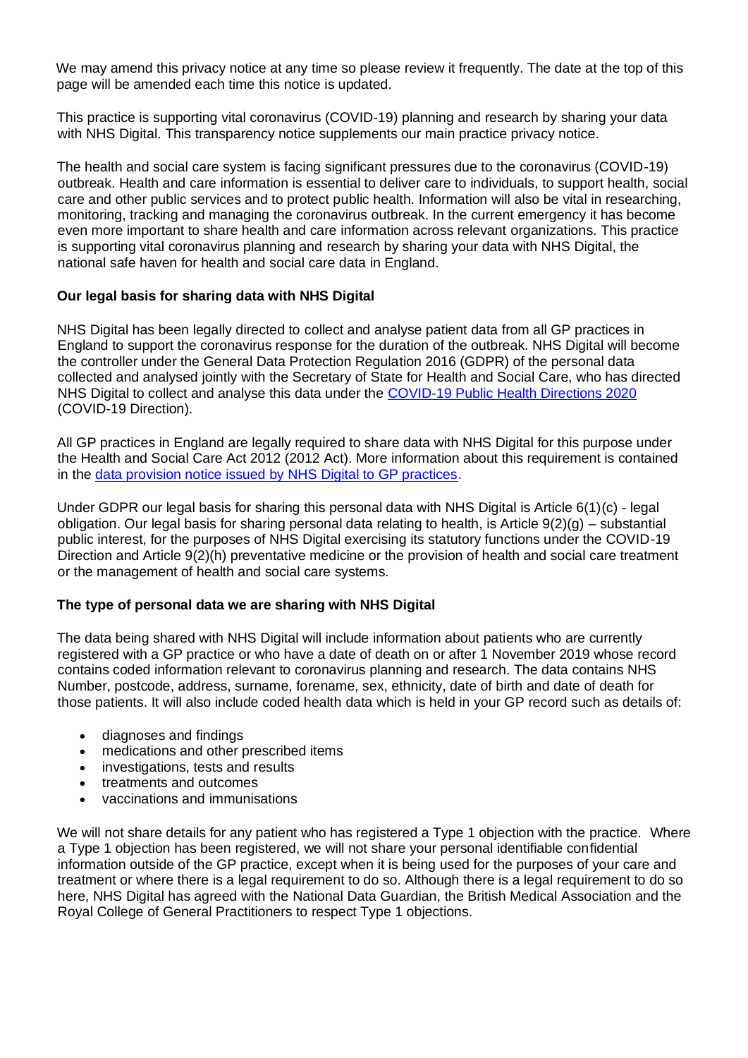We may amend this privacy notice at any time so please review it frequently. The date at the top of this page will be amended each time this notice is updated.

This practice is supporting vital coronavirus (COVID-19) planning and research by sharing your data with NHS Digital. This transparency notice supplements our main practice privacy notice.

The health and social care system is facing significant pressures due to the coronavirus (COVID-19) outbreak. Health and care information is essential to deliver care to individuals, to support health, social care and other public services and to protect public health. Information will also be vital in researching, monitoring, tracking and managing the coronavirus outbreak. In the current emergency it has become even more important to share health and care information across relevant organizations. This practice is supporting vital coronavirus planning and research by sharing your data with NHS Digital, the national safe haven for health and social care data in England.

**Our legal basis for sharing data with NHS Digital**

NHS Digital has been legally directed to collect and analyse patient data from all GP practices in England to support the coronavirus response for the duration of the outbreak. NHS Digital will become the controller under the General Data Protection Regulation 2016 (GDPR) of the personal data collected and analysed jointly with the Secretary of State for Health and Social Care, who has directed NHS Digital to collect and analyse this data under the [COVID-19 Public Health Directions 2020]() (COVID-19 Direction).

All GP practices in England are legally required to share data with NHS Digital for this purpose under the Health and Social Care Act 2012 (2012 Act). More information about this requirement is contained in the [data provision notice issued by NHS Digital to GP practices]().

Under GDPR our legal basis for sharing this personal data with NHS Digital is Article 6(1)(c) - legal obligation. Our legal basis for sharing personal data relating to health, is Article 9(2)(g) – substantial public interest, for the purposes of NHS Digital exercising its statutory functions under the COVID-19 Direction and Article 9(2)(h) preventative medicine or the provision of health and social care treatment or the management of health and social care systems.

**The type of personal data we are sharing with NHS Digital**

The data being shared with NHS Digital will include information about patients who are currently registered with a GP practice or who have a date of death on or after 1 November 2019 whose record contains coded information relevant to coronavirus planning and research. The data contains NHS Number, postcode, address, surname, forename, sex, ethnicity, date of birth and date of death for those patients. It will also include coded health data which is held in your GP record such as details of:

- diagnoses and findings
- medications and other prescribed items
- investigations, tests and results
- treatments and outcomes
- vaccinations and immunisations

We will not share details for any patient who has registered a Type 1 objection with the practice. Where a Type 1 objection has been registered, we will not share your personal identifiable confidential information outside of the GP practice, except when it is being used for the purposes of your care and treatment or where there is a legal requirement to do so. Although there is a legal requirement to do so here, NHS Digital has agreed with the National Data Guardian, the British Medical Association and the Royal College of General Practitioners to respect Type 1 objections.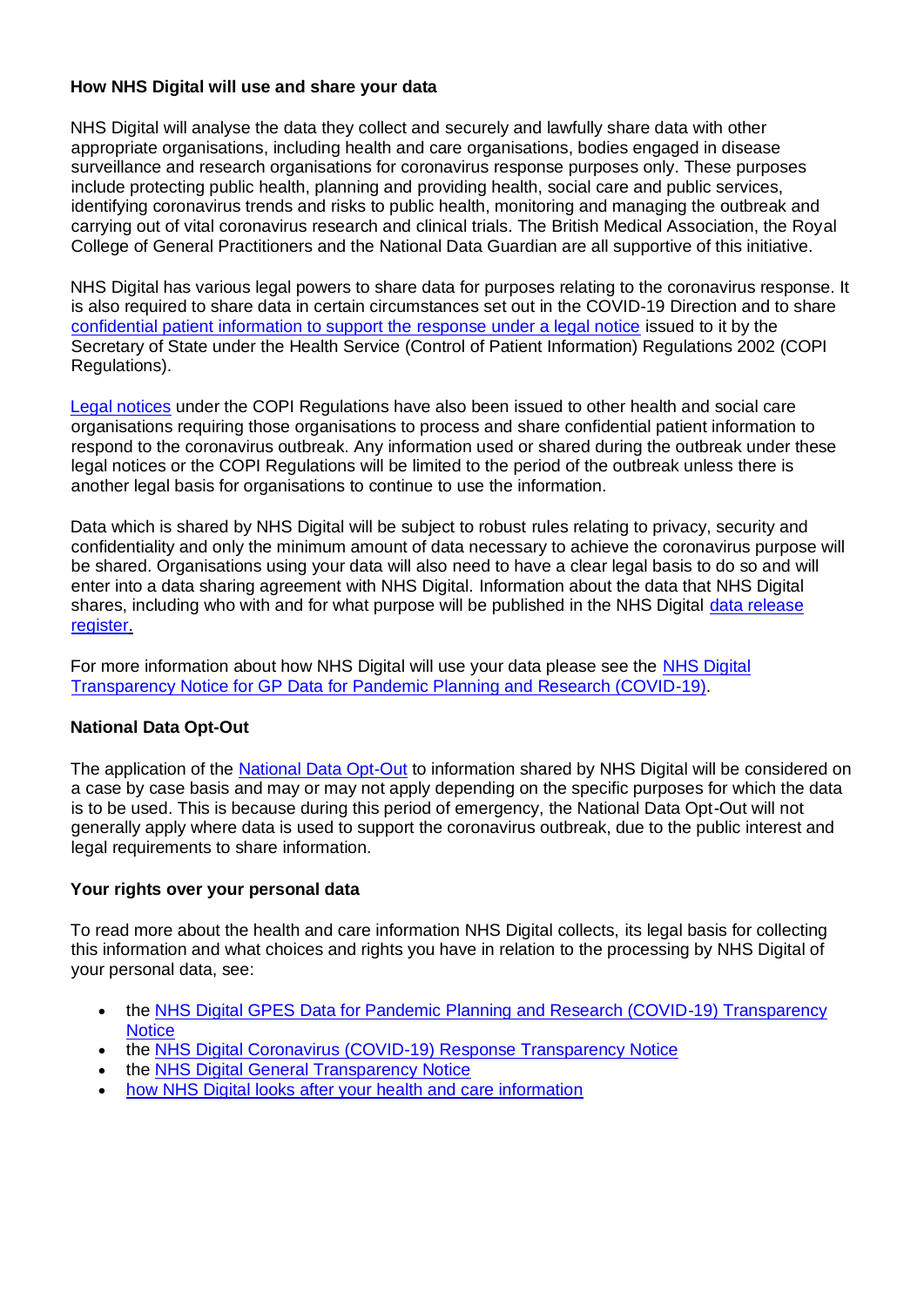**How NHS Digital will use and share your data**

NHS Digital will analyse the data they collect and securely and lawfully share data with other appropriate organisations, including health and care organisations, bodies engaged in disease surveillance and research organisations for coronavirus response purposes only. These purposes include protecting public health, planning and providing health, social care and public services, identifying coronavirus trends and risks to public health, monitoring and managing the outbreak and carrying out of vital coronavirus research and clinical trials. The British Medical Association, the Royal College of General Practitioners and the National Data Guardian are all supportive of this initiative.

NHS Digital has various legal powers to share data for purposes relating to the coronavirus response. It is also required to share data in certain circumstances set out in the COVID-19 Direction and to share confidential patient information to support the response under a legal notice issued to it by the Secretary of State under the Health Service (Control of Patient Information) Regulations 2002 (COPI Regulations).

Legal notices under the COPI Regulations have also been issued to other health and social care organisations requiring those organisations to process and share confidential patient information to respond to the coronavirus outbreak. Any information used or shared during the outbreak under these legal notices or the COPI Regulations will be limited to the period of the outbreak unless there is another legal basis for organisations to continue to use the information.

Data which is shared by NHS Digital will be subject to robust rules relating to privacy, security and confidentiality and only the minimum amount of data necessary to achieve the coronavirus purpose will be shared. Organisations using your data will also need to have a clear legal basis to do so and will enter into a data sharing agreement with NHS Digital. Information about the data that NHS Digital shares, including who with and for what purpose will be published in the NHS Digital data release register.

For more information about how NHS Digital will use your data please see the NHS Digital Transparency Notice for GP Data for Pandemic Planning and Research (COVID-19).

**National Data Opt-Out**

The application of the National Data Opt-Out to information shared by NHS Digital will be considered on a case by case basis and may or may not apply depending on the specific purposes for which the data is to be used. This is because during this period of emergency, the National Data Opt-Out will not generally apply where data is used to support the coronavirus outbreak, due to the public interest and legal requirements to share information.

**Your rights over your personal data**

To read more about the health and care information NHS Digital collects, its legal basis for collecting this information and what choices and rights you have in relation to the processing by NHS Digital of your personal data, see:

- the NHS Digital GPES Data for Pandemic Planning and Research (COVID-19) Transparency Notice
- the NHS Digital Coronavirus (COVID-19) Response Transparency Notice
- the NHS Digital General Transparency Notice
- how NHS Digital looks after your health and care information